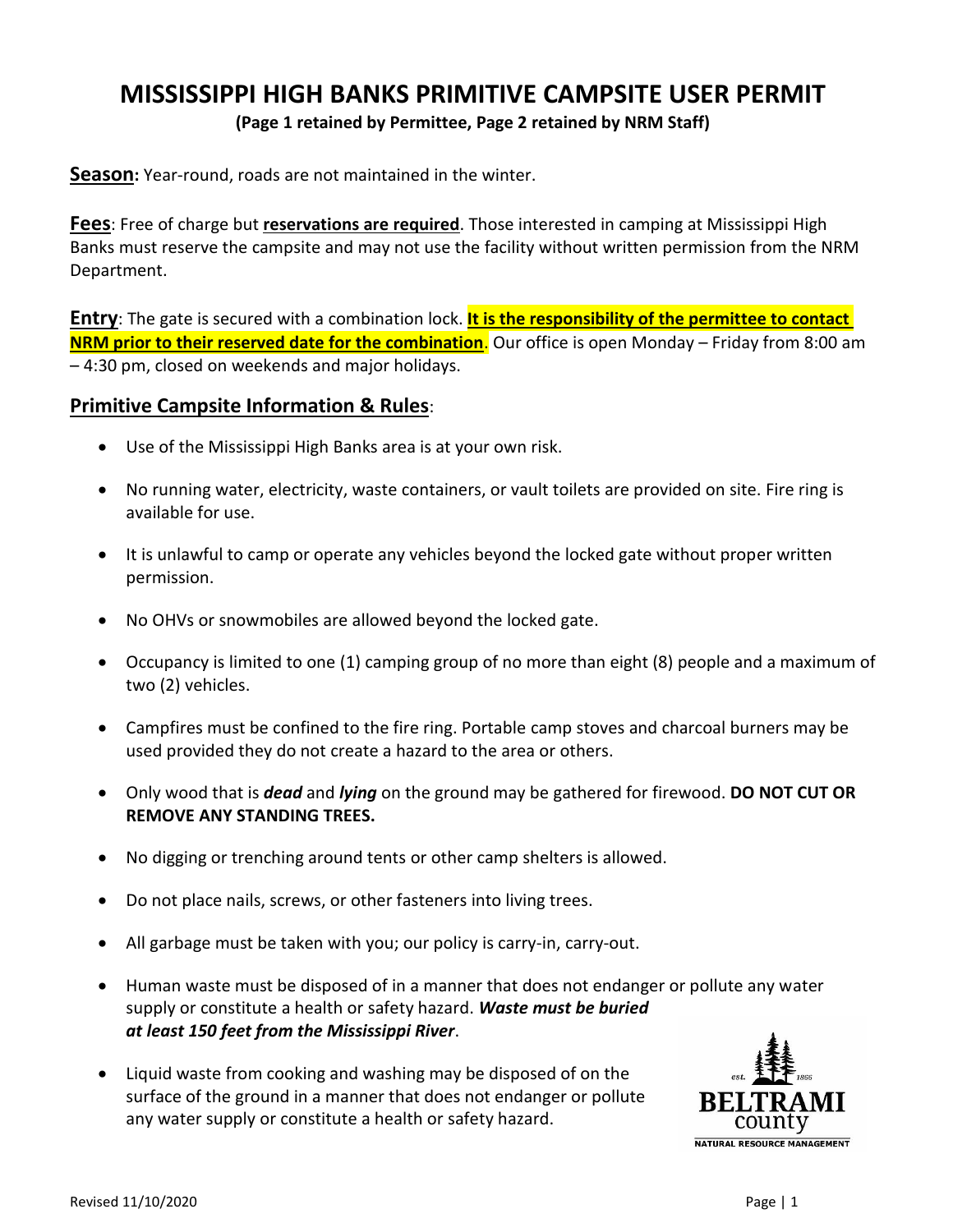# MISSISSIPPI HIGH BANKS PRIMITIVE CAMPSITE USER PERMIT

**(Page 1 retained by Permittee, Page 2 retained by NRM Staff)**

**Season:** Year-round, roads are not maintained in the winter.

**Fees**: Free of charge but **reservations are required**. Those interested in camping at Mississippi High Banks must reserve the campsite and may not use the facility without written permission from the NRM Department.

**Entry**: The gate is secured with a combination lock. **It is the responsibility of the permittee to contact NRM prior to their reserved date for the combination**. Our office is open Monday – Friday from 8:00 am – 4:30 pm, closed on weekends and major holidays.

## Primitive Campsite Information & Rules:

- Use of the Mississippi High Banks area is at your own risk.
- No running water, electricity, waste containers, or vault toilets are provided on site. Fire ring is available for use.
- It is unlawful to camp or operate any vehicles beyond the locked gate without proper written permission.
- No OHVs or snowmobiles are allowed beyond the locked gate.
- Occupancy is limited to one (1) camping group of no more than eight (8) people and a maximum of two (2) vehicles.
- Campfires must be confined to the fire ring. Portable camp stoves and charcoal burners may be used provided they do not create a hazard to the area or others.
- Only wood that is ***dead*** and ***lying*** on the ground may be gathered for firewood. **DO NOT CUT OR REMOVE ANY STANDING TREES.**
- No digging or trenching around tents or other camp shelters is allowed.
- Do not place nails, screws, or other fasteners into living trees.
- All garbage must be taken with you; our policy is carry-in, carry-out.
- Human waste must be disposed of in a manner that does not endanger or pollute any water supply or constitute a health or safety hazard. ***Waste must be buried at least 150 feet from the Mississippi River***.
- Liquid waste from cooking and washing may be disposed of on the surface of the ground in a manner that does not endanger or pollute any water supply or constitute a health or safety hazard.

Revised 11/10/2020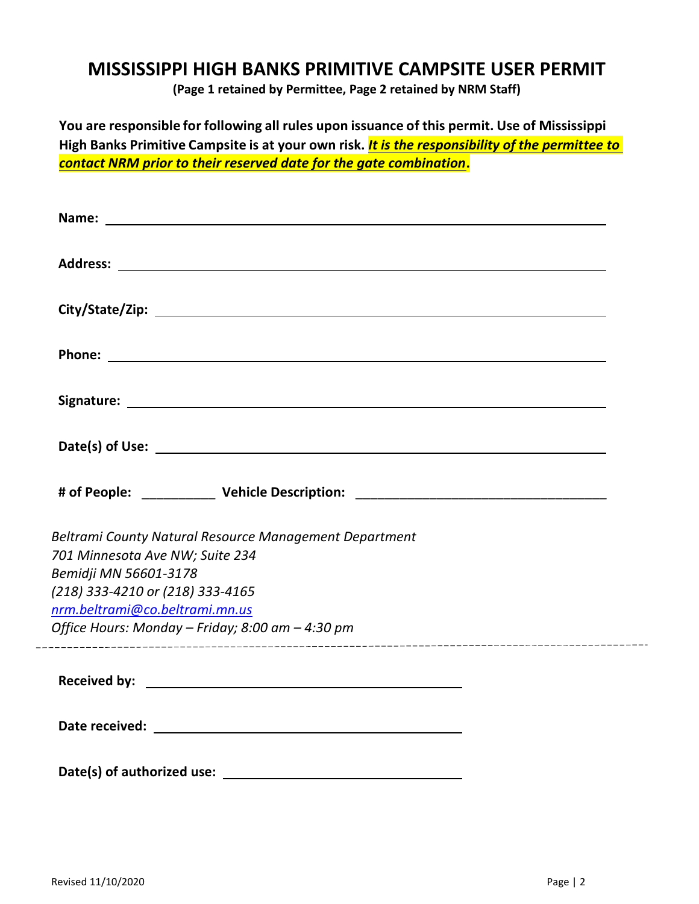# MISSISSIPPI HIGH BANKS PRIMITIVE CAMPSITE USER PERMIT

**(Page 1 retained by Permittee, Page 2 retained by NRM Staff)**

**You are responsible for following all rules upon issuance of this permit. Use of Mississippi High Banks Primitive Campsite is at your own risk. *It is the responsibility of the permittee to contact NRM prior to their reserved date for the gate combination*.**

**Name:** ______________________________________________

**Address:** ______________________________________________

**City/State/Zip:** ______________________________________________

**Phone:** ______________________________________________

**Signature:** ______________________________________________

**Date(s) of Use:** ______________________________________________

**# of People:** __________ **Vehicle Description:** __________________________________

*Beltrami County Natural Resource Management Department*
*701 Minnesota Ave NW; Suite 234*
*Bemidji MN 56601-3178*
*(218) 333-4210 or (218) 333-4165*
*nrm.beltrami@co.beltrami.mn.us*
*Office Hours: Monday – Friday; 8:00 am – 4:30 pm*

---

**Received by:** ______________________________

**Date received:** ______________________________

**Date(s) of authorized use:** ______________________________